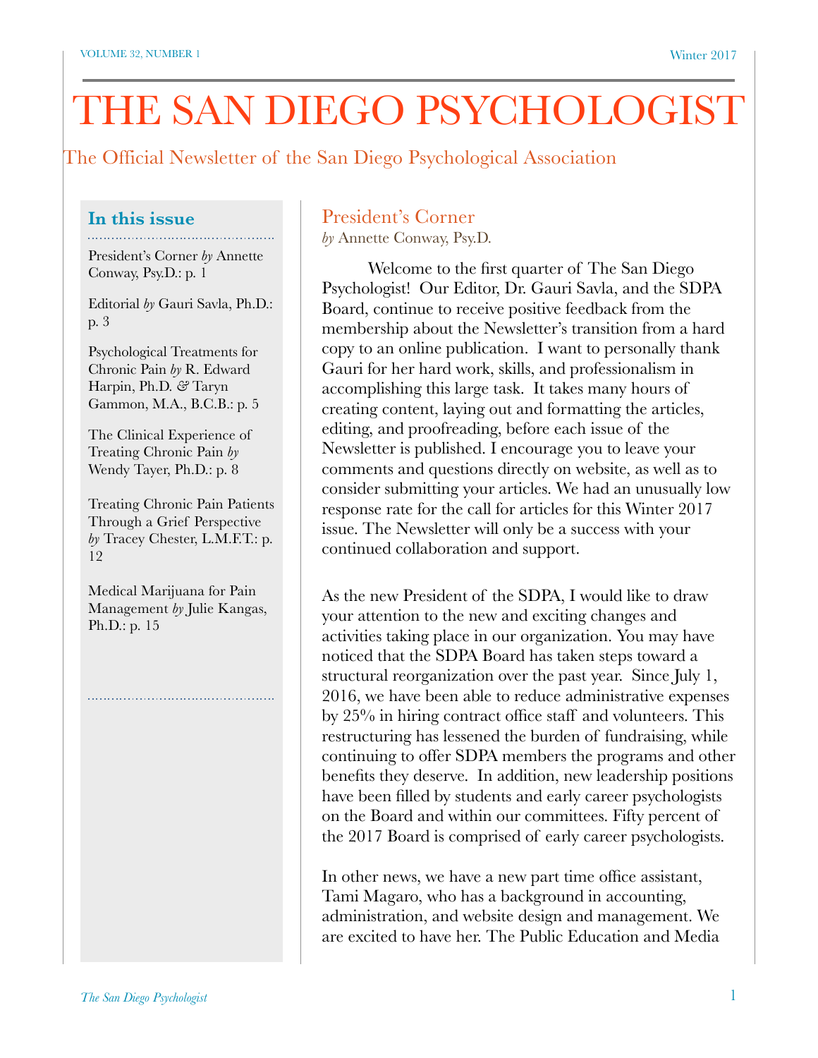# THE SAN DIEGO PSYCHOLOGIST

The Official Newsletter of the San Diego Psychological Association

## In this issue

President's Corner *by* Annette Conway, Psy.D.: p. 1

Editorial *by* Gauri Savla, Ph.D.: p. 3

Psychological Treatments for Chronic Pain *by* R. Edward Harpin, Ph.D. & Taryn Gammon, M.A., B.C.B.: p. 5

The Clinical Experience of Treating Chronic Pain *by* Wendy Tayer, Ph.D.: p. 8

Treating Chronic Pain Patients Through a Grief Perspective *by* Tracey Chester, L.M.F.T.: p. 12

Medical Marijuana for Pain Management *by* Julie Kangas, Ph.D.: p. 15

## President's Corner

*by* Annette Conway, Psy.D.

Welcome to the first quarter of The San Diego Psychologist! Our Editor, Dr. Gauri Savla, and the SDPA Board, continue to receive positive feedback from the membership about the Newsletter's transition from a hard copy to an online publication. I want to personally thank Gauri for her hard work, skills, and professionalism in accomplishing this large task. It takes many hours of creating content, laying out and formatting the articles, editing, and proofreading, before each issue of the Newsletter is published. I encourage you to leave your comments and questions directly on website, as well as to consider submitting your articles. We had an unusually low response rate for the call for articles for this Winter 2017 issue. The Newsletter will only be a success with your continued collaboration and support.

As the new President of the SDPA, I would like to draw your attention to the new and exciting changes and activities taking place in our organization. You may have noticed that the SDPA Board has taken steps toward a structural reorganization over the past year. Since July 1, 2016, we have been able to reduce administrative expenses by 25% in hiring contract office staff and volunteers. This restructuring has lessened the burden of fundraising, while continuing to offer SDPA members the programs and other benefits they deserve. In addition, new leadership positions have been filled by students and early career psychologists on the Board and within our committees. Fifty percent of the 2017 Board is comprised of early career psychologists.

In other news, we have a new part time office assistant, Tami Magaro, who has a background in accounting, administration, and website design and management. We are excited to have her. The Public Education and Media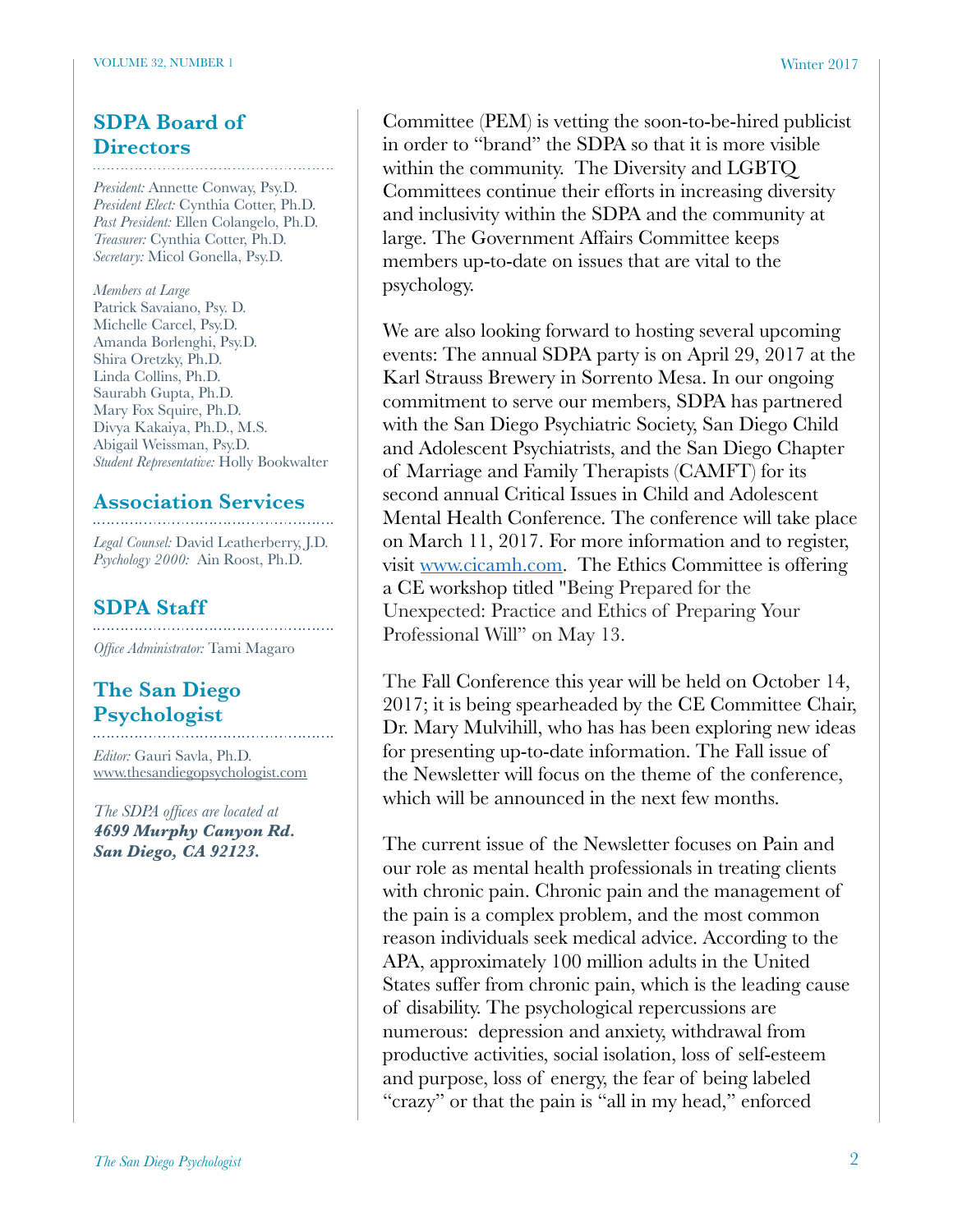## SDPA Board of Directors

*President:* Annette Conway, Psy.D.
*President Elect:* Cynthia Cotter, Ph.D.
*Past President:* Ellen Colangelo, Ph.D.
*Treasurer:* Cynthia Cotter, Ph.D.
*Secretary:* Micol Gonella, Psy.D.

*Members at Large*
Patrick Savaiano, Psy. D.
Michelle Carcel, Psy.D.
Amanda Borlenghi, Psy.D.
Shira Oretzky, Ph.D.
Linda Collins, Ph.D.
Saurabh Gupta, Ph.D.
Mary Fox Squire, Ph.D.
Divya Kakaiya, Ph.D., M.S.
Abigail Weissman, Psy.D.
*Student Representative:* Holly Bookwalter

## Association Services

*Legal Counsel:* David Leatherberry, J.D.
*Psychology 2000:* Ain Roost, Ph.D.

## SDPA Staff

*Office Administrator:* Tami Magaro

## The San Diego Psychologist

*Editor:* Gauri Savla, Ph.D.
www.thesandiegopsychologist.com

*The SDPA offices are located at*
***4699 Murphy Canyon Rd. San Diego, CA 92123.***

Committee (PEM) is vetting the soon-to-be-hired publicist in order to "brand" the SDPA so that it is more visible within the community. The Diversity and LGBTQ Committees continue their efforts in increasing diversity and inclusivity within the SDPA and the community at large. The Government Affairs Committee keeps members up-to-date on issues that are vital to the psychology.

We are also looking forward to hosting several upcoming events: The annual SDPA party is on April 29, 2017 at the Karl Strauss Brewery in Sorrento Mesa. In our ongoing commitment to serve our members, SDPA has partnered with the San Diego Psychiatric Society, San Diego Child and Adolescent Psychiatrists, and the San Diego Chapter of Marriage and Family Therapists (CAMFT) for its second annual Critical Issues in Child and Adolescent Mental Health Conference. The conference will take place on March 11, 2017. For more information and to register, visit www.cicamh.com. The Ethics Committee is offering a CE workshop titled "Being Prepared for the Unexpected: Practice and Ethics of Preparing Your Professional Will" on May 13.

The Fall Conference this year will be held on October 14, 2017; it is being spearheaded by the CE Committee Chair, Dr. Mary Mulvihill, who has has been exploring new ideas for presenting up-to-date information. The Fall issue of the Newsletter will focus on the theme of the conference, which will be announced in the next few months.

The current issue of the Newsletter focuses on Pain and our role as mental health professionals in treating clients with chronic pain. Chronic pain and the management of the pain is a complex problem, and the most common reason individuals seek medical advice. According to the APA, approximately 100 million adults in the United States suffer from chronic pain, which is the leading cause of disability. The psychological repercussions are numerous: depression and anxiety, withdrawal from productive activities, social isolation, loss of self-esteem and purpose, loss of energy, the fear of being labeled "crazy" or that the pain is "all in my head," enforced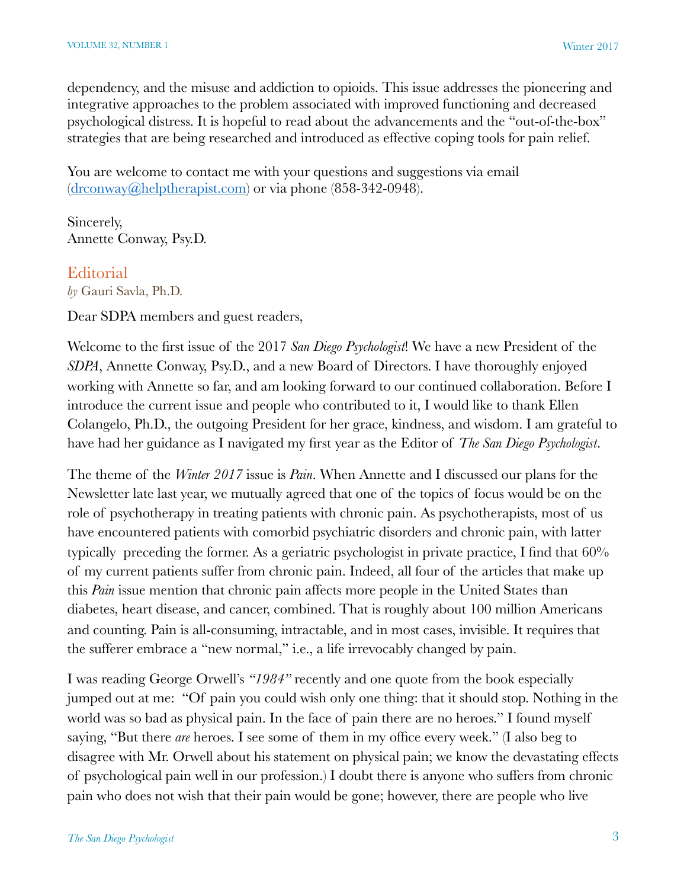dependency, and the misuse and addiction to opioids. This issue addresses the pioneering and integrative approaches to the problem associated with improved functioning and decreased psychological distress. It is hopeful to read about the advancements and the "out-of-the-box" strategies that are being researched and introduced as effective coping tools for pain relief.

You are welcome to contact me with your questions and suggestions via email ([drconway@helptherapist.com](mailto:drconway@helptherapist.com)) or via phone (858-342-0948).

Sincerely,
Annette Conway, Psy.D.

## Editorial

*by* Gauri Savla, Ph.D.

Dear SDPA members and guest readers,

Welcome to the first issue of the 2017 *San Diego Psychologist*! We have a new President of the *SDPA*, Annette Conway, Psy.D., and a new Board of Directors. I have thoroughly enjoyed working with Annette so far, and am looking forward to our continued collaboration. Before I introduce the current issue and people who contributed to it, I would like to thank Ellen Colangelo, Ph.D., the outgoing President for her grace, kindness, and wisdom. I am grateful to have had her guidance as I navigated my first year as the Editor of *The San Diego Psychologist*.

The theme of the *Winter 2017* issue is *Pain*. When Annette and I discussed our plans for the Newsletter late last year, we mutually agreed that one of the topics of focus would be on the role of psychotherapy in treating patients with chronic pain. As psychotherapists, most of us have encountered patients with comorbid psychiatric disorders and chronic pain, with latter typically preceding the former. As a geriatric psychologist in private practice, I find that 60% of my current patients suffer from chronic pain. Indeed, all four of the articles that make up this *Pain* issue mention that chronic pain affects more people in the United States than diabetes, heart disease, and cancer, combined. That is roughly about 100 million Americans and counting. Pain is all-consuming, intractable, and in most cases, invisible. It requires that the sufferer embrace a "new normal," i.e., a life irrevocably changed by pain.

I was reading George Orwell's *"1984"* recently and one quote from the book especially jumped out at me: "Of pain you could wish only one thing: that it should stop. Nothing in the world was so bad as physical pain. In the face of pain there are no heroes." I found myself saying, "But there *are* heroes. I see some of them in my office every week." (I also beg to disagree with Mr. Orwell about his statement on physical pain; we know the devastating effects of psychological pain well in our profession.) I doubt there is anyone who suffers from chronic pain who does not wish that their pain would be gone; however, there are people who live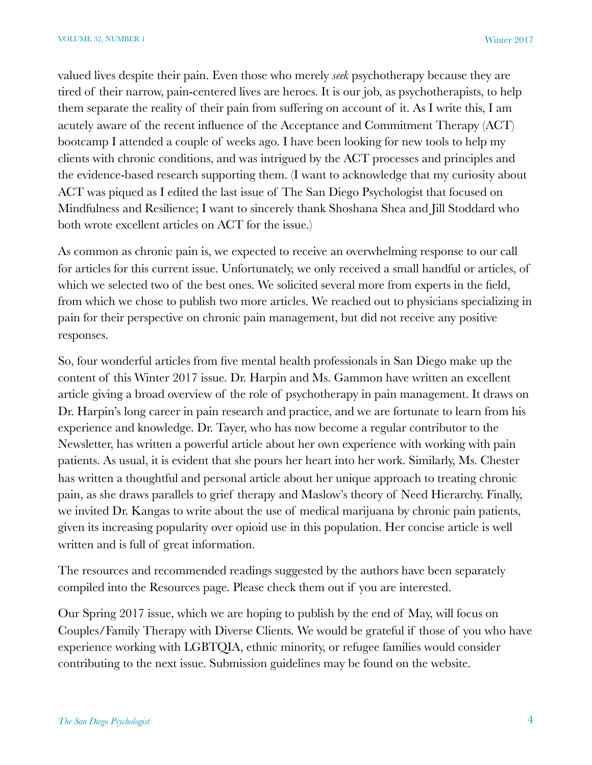valued lives despite their pain. Even those who merely *seek* psychotherapy because they are tired of their narrow, pain-centered lives are heroes. It is our job, as psychotherapists, to help them separate the reality of their pain from suffering on account of it. As I write this, I am acutely aware of the recent influence of the Acceptance and Commitment Therapy (ACT) bootcamp I attended a couple of weeks ago. I have been looking for new tools to help my clients with chronic conditions, and was intrigued by the ACT processes and principles and the evidence-based research supporting them. (I want to acknowledge that my curiosity about ACT was piqued as I edited the last issue of The San Diego Psychologist that focused on Mindfulness and Resilience; I want to sincerely thank Shoshana Shea and Jill Stoddard who both wrote excellent articles on ACT for the issue.)

As common as chronic pain is, we expected to receive an overwhelming response to our call for articles for this current issue. Unfortunately, we only received a small handful or articles, of which we selected two of the best ones. We solicited several more from experts in the field, from which we chose to publish two more articles. We reached out to physicians specializing in pain for their perspective on chronic pain management, but did not receive any positive responses.

So, four wonderful articles from five mental health professionals in San Diego make up the content of this Winter 2017 issue. Dr. Harpin and Ms. Gammon have written an excellent article giving a broad overview of the role of psychotherapy in pain management. It draws on Dr. Harpin's long career in pain research and practice, and we are fortunate to learn from his experience and knowledge. Dr. Tayer, who has now become a regular contributor to the Newsletter, has written a powerful article about her own experience with working with pain patients. As usual, it is evident that she pours her heart into her work. Similarly, Ms. Chester has written a thoughtful and personal article about her unique approach to treating chronic pain, as she draws parallels to grief therapy and Maslow's theory of Need Hierarchy. Finally, we invited Dr. Kangas to write about the use of medical marijuana by chronic pain patients, given its increasing popularity over opioid use in this population. Her concise article is well written and is full of great information.

The resources and recommended readings suggested by the authors have been separately compiled into the Resources page. Please check them out if you are interested.

Our Spring 2017 issue, which we are hoping to publish by the end of May, will focus on Couples/Family Therapy with Diverse Clients. We would be grateful if those of you who have experience working with LGBTQIA, ethnic minority, or refugee families would consider contributing to the next issue. Submission guidelines may be found on the website.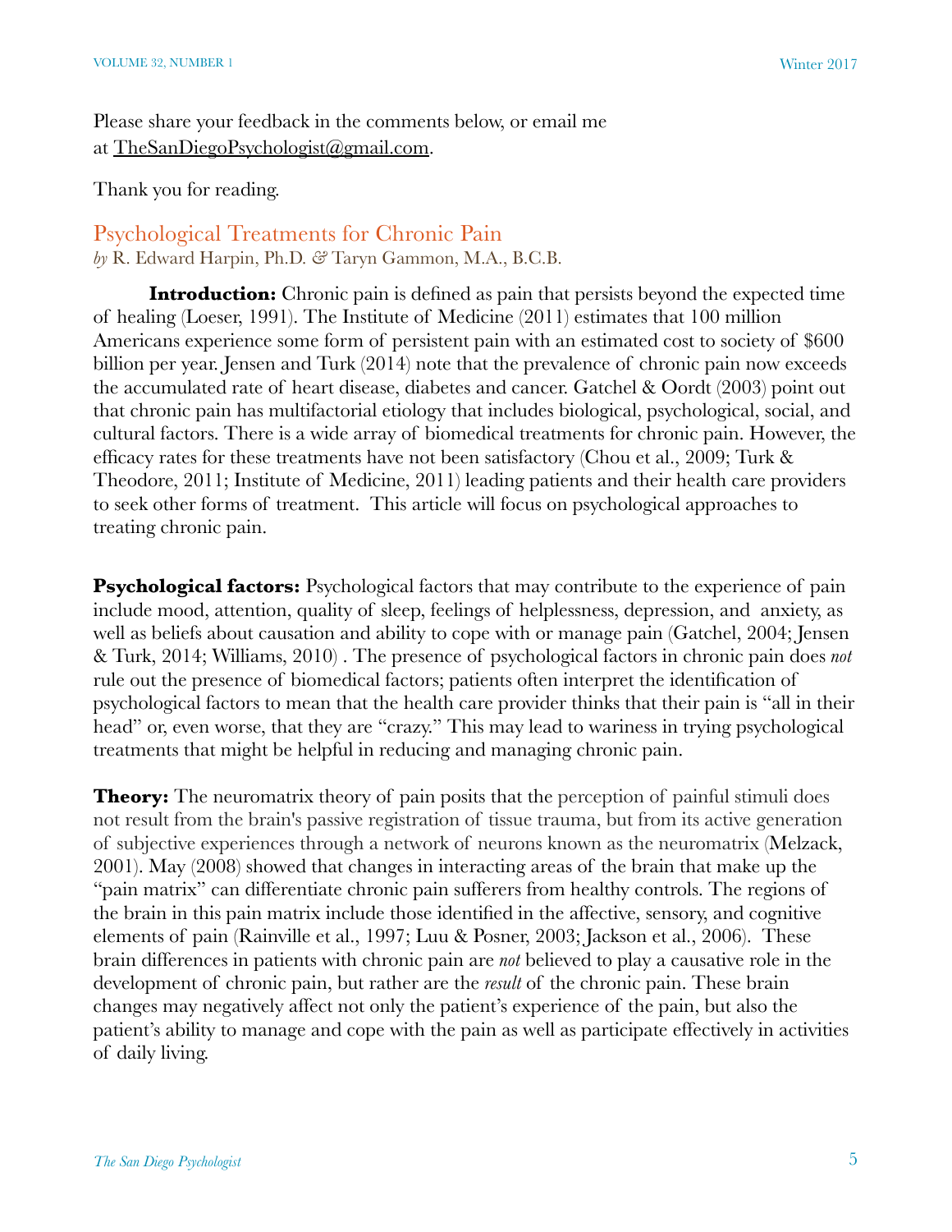Please share your feedback in the comments below, or email me at TheSanDiegoPsychologist@gmail.com.

Thank you for reading.

## Psychological Treatments for Chronic Pain

*by* R. Edward Harpin, Ph.D. *&* Taryn Gammon, M.A., B.C.B.

**Introduction:** Chronic pain is defined as pain that persists beyond the expected time of healing (Loeser, 1991). The Institute of Medicine (2011) estimates that 100 million Americans experience some form of persistent pain with an estimated cost to society of $600 billion per year. Jensen and Turk (2014) note that the prevalence of chronic pain now exceeds the accumulated rate of heart disease, diabetes and cancer. Gatchel & Oordt (2003) point out that chronic pain has multifactorial etiology that includes biological, psychological, social, and cultural factors. There is a wide array of biomedical treatments for chronic pain. However, the efficacy rates for these treatments have not been satisfactory (Chou et al., 2009; Turk & Theodore, 2011; Institute of Medicine, 2011) leading patients and their health care providers to seek other forms of treatment. This article will focus on psychological approaches to treating chronic pain.

**Psychological factors:** Psychological factors that may contribute to the experience of pain include mood, attention, quality of sleep, feelings of helplessness, depression, and anxiety, as well as beliefs about causation and ability to cope with or manage pain (Gatchel, 2004; Jensen & Turk, 2014; Williams, 2010) . The presence of psychological factors in chronic pain does *not* rule out the presence of biomedical factors; patients often interpret the identification of psychological factors to mean that the health care provider thinks that their pain is "all in their head" or, even worse, that they are "crazy." This may lead to wariness in trying psychological treatments that might be helpful in reducing and managing chronic pain.

**Theory:** The neuromatrix theory of pain posits that the perception of painful stimuli does not result from the brain's passive registration of tissue trauma, but from its active generation of subjective experiences through a network of neurons known as the neuromatrix (Melzack, 2001). May (2008) showed that changes in interacting areas of the brain that make up the "pain matrix" can differentiate chronic pain sufferers from healthy controls. The regions of the brain in this pain matrix include those identified in the affective, sensory, and cognitive elements of pain (Rainville et al., 1997; Luu & Posner, 2003; Jackson et al., 2006). These brain differences in patients with chronic pain are *not* believed to play a causative role in the development of chronic pain, but rather are the *result* of the chronic pain. These brain changes may negatively affect not only the patient's experience of the pain, but also the patient's ability to manage and cope with the pain as well as participate effectively in activities of daily living.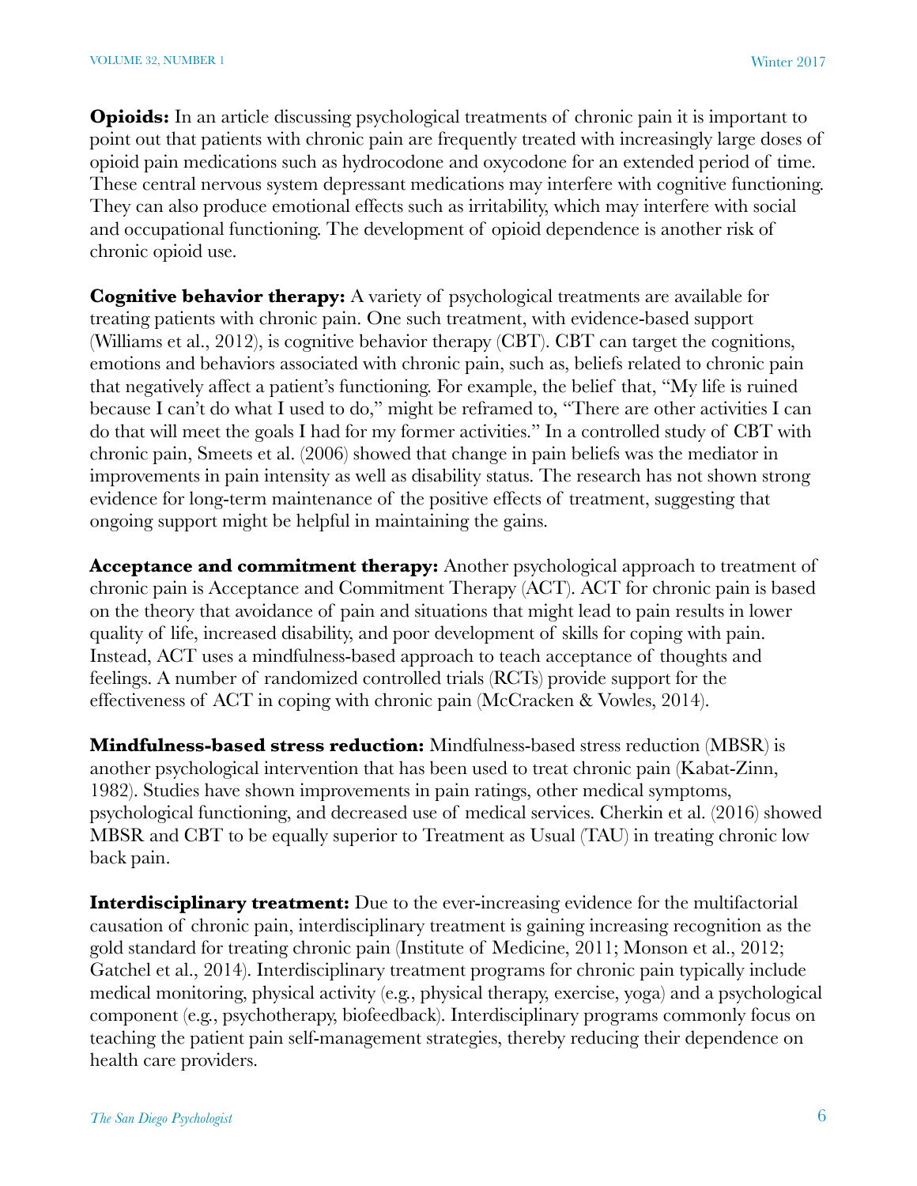**Opioids:** In an article discussing psychological treatments of chronic pain it is important to point out that patients with chronic pain are frequently treated with increasingly large doses of opioid pain medications such as hydrocodone and oxycodone for an extended period of time. These central nervous system depressant medications may interfere with cognitive functioning. They can also produce emotional effects such as irritability, which may interfere with social and occupational functioning. The development of opioid dependence is another risk of chronic opioid use.

**Cognitive behavior therapy:** A variety of psychological treatments are available for treating patients with chronic pain. One such treatment, with evidence-based support (Williams et al., 2012), is cognitive behavior therapy (CBT). CBT can target the cognitions, emotions and behaviors associated with chronic pain, such as, beliefs related to chronic pain that negatively affect a patient's functioning. For example, the belief that, "My life is ruined because I can't do what I used to do," might be reframed to, "There are other activities I can do that will meet the goals I had for my former activities." In a controlled study of CBT with chronic pain, Smeets et al. (2006) showed that change in pain beliefs was the mediator in improvements in pain intensity as well as disability status. The research has not shown strong evidence for long-term maintenance of the positive effects of treatment, suggesting that ongoing support might be helpful in maintaining the gains.

**Acceptance and commitment therapy:** Another psychological approach to treatment of chronic pain is Acceptance and Commitment Therapy (ACT). ACT for chronic pain is based on the theory that avoidance of pain and situations that might lead to pain results in lower quality of life, increased disability, and poor development of skills for coping with pain. Instead, ACT uses a mindfulness-based approach to teach acceptance of thoughts and feelings. A number of randomized controlled trials (RCTs) provide support for the effectiveness of ACT in coping with chronic pain (McCracken & Vowles, 2014).

**Mindfulness-based stress reduction:** Mindfulness-based stress reduction (MBSR) is another psychological intervention that has been used to treat chronic pain (Kabat-Zinn, 1982). Studies have shown improvements in pain ratings, other medical symptoms, psychological functioning, and decreased use of medical services. Cherkin et al. (2016) showed MBSR and CBT to be equally superior to Treatment as Usual (TAU) in treating chronic low back pain.

**Interdisciplinary treatment:** Due to the ever-increasing evidence for the multifactorial causation of chronic pain, interdisciplinary treatment is gaining increasing recognition as the gold standard for treating chronic pain (Institute of Medicine, 2011; Monson et al., 2012; Gatchel et al., 2014). Interdisciplinary treatment programs for chronic pain typically include medical monitoring, physical activity (e.g., physical therapy, exercise, yoga) and a psychological component (e.g., psychotherapy, biofeedback). Interdisciplinary programs commonly focus on teaching the patient pain self-management strategies, thereby reducing their dependence on health care providers.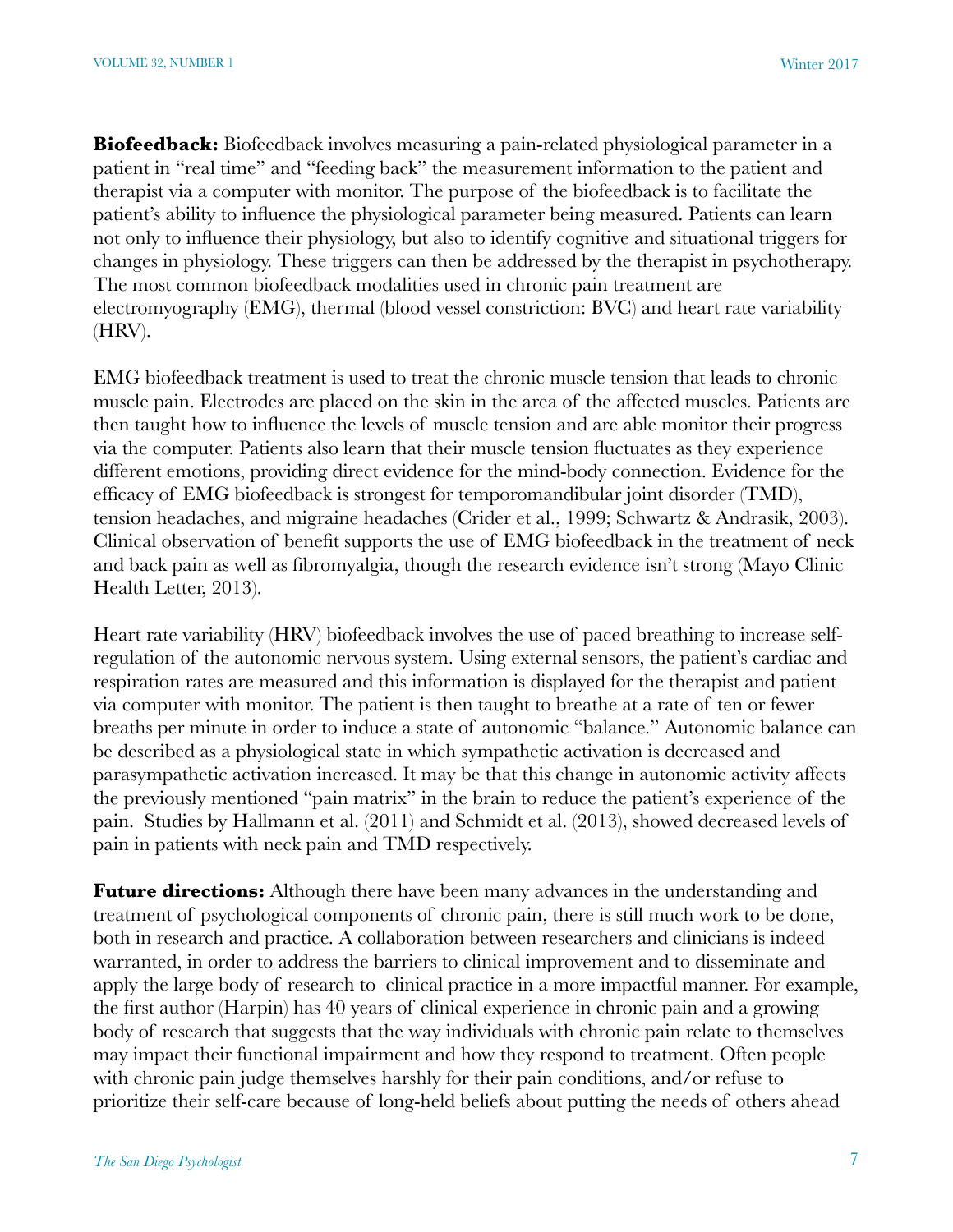**Biofeedback:** Biofeedback involves measuring a pain-related physiological parameter in a patient in "real time" and "feeding back" the measurement information to the patient and therapist via a computer with monitor. The purpose of the biofeedback is to facilitate the patient's ability to influence the physiological parameter being measured. Patients can learn not only to influence their physiology, but also to identify cognitive and situational triggers for changes in physiology. These triggers can then be addressed by the therapist in psychotherapy. The most common biofeedback modalities used in chronic pain treatment are electromyography (EMG), thermal (blood vessel constriction: BVC) and heart rate variability (HRV).

EMG biofeedback treatment is used to treat the chronic muscle tension that leads to chronic muscle pain. Electrodes are placed on the skin in the area of the affected muscles. Patients are then taught how to influence the levels of muscle tension and are able monitor their progress via the computer. Patients also learn that their muscle tension fluctuates as they experience different emotions, providing direct evidence for the mind-body connection. Evidence for the efficacy of EMG biofeedback is strongest for temporomandibular joint disorder (TMD), tension headaches, and migraine headaches (Crider et al., 1999; Schwartz & Andrasik, 2003). Clinical observation of benefit supports the use of EMG biofeedback in the treatment of neck and back pain as well as fibromyalgia, though the research evidence isn't strong (Mayo Clinic Health Letter, 2013).

Heart rate variability (HRV) biofeedback involves the use of paced breathing to increase self-regulation of the autonomic nervous system. Using external sensors, the patient's cardiac and respiration rates are measured and this information is displayed for the therapist and patient via computer with monitor. The patient is then taught to breathe at a rate of ten or fewer breaths per minute in order to induce a state of autonomic "balance." Autonomic balance can be described as a physiological state in which sympathetic activation is decreased and parasympathetic activation increased. It may be that this change in autonomic activity affects the previously mentioned "pain matrix" in the brain to reduce the patient's experience of the pain. Studies by Hallmann et al. (2011) and Schmidt et al. (2013), showed decreased levels of pain in patients with neck pain and TMD respectively.

**Future directions:** Although there have been many advances in the understanding and treatment of psychological components of chronic pain, there is still much work to be done, both in research and practice. A collaboration between researchers and clinicians is indeed warranted, in order to address the barriers to clinical improvement and to disseminate and apply the large body of research to clinical practice in a more impactful manner. For example, the first author (Harpin) has 40 years of clinical experience in chronic pain and a growing body of research that suggests that the way individuals with chronic pain relate to themselves may impact their functional impairment and how they respond to treatment. Often people with chronic pain judge themselves harshly for their pain conditions, and/or refuse to prioritize their self-care because of long-held beliefs about putting the needs of others ahead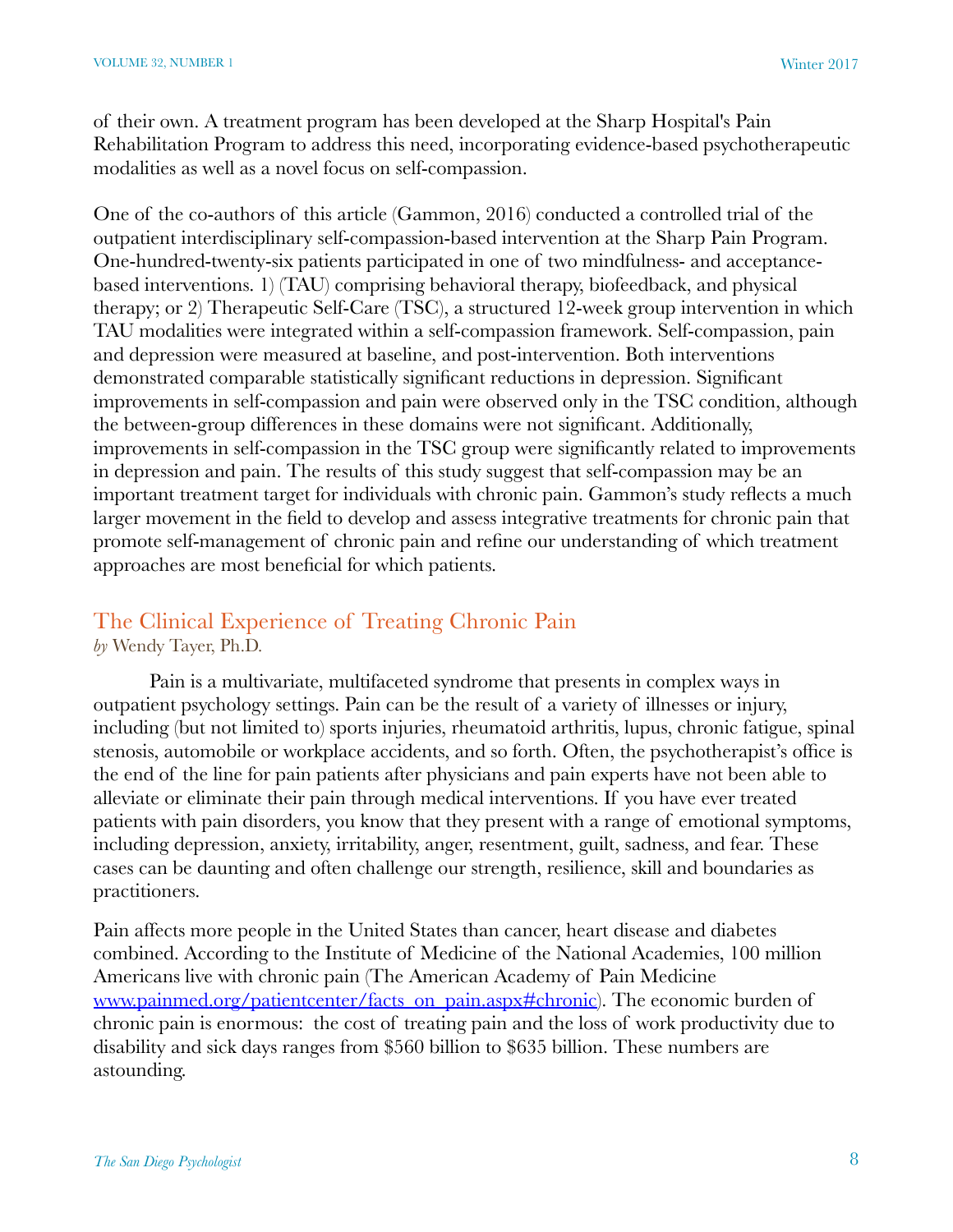of their own. A treatment program has been developed at the Sharp Hospital's Pain Rehabilitation Program to address this need, incorporating evidence-based psychotherapeutic modalities as well as a novel focus on self-compassion.

One of the co-authors of this article (Gammon, 2016) conducted a controlled trial of the outpatient interdisciplinary self-compassion-based intervention at the Sharp Pain Program. One-hundred-twenty-six patients participated in one of two mindfulness- and acceptance-based interventions. 1) (TAU) comprising behavioral therapy, biofeedback, and physical therapy; or 2) Therapeutic Self-Care (TSC), a structured 12-week group intervention in which TAU modalities were integrated within a self-compassion framework. Self-compassion, pain and depression were measured at baseline, and post-intervention. Both interventions demonstrated comparable statistically significant reductions in depression. Significant improvements in self-compassion and pain were observed only in the TSC condition, although the between-group differences in these domains were not significant. Additionally, improvements in self-compassion in the TSC group were significantly related to improvements in depression and pain. The results of this study suggest that self-compassion may be an important treatment target for individuals with chronic pain. Gammon's study reflects a much larger movement in the field to develop and assess integrative treatments for chronic pain that promote self-management of chronic pain and refine our understanding of which treatment approaches are most beneficial for which patients.

## The Clinical Experience of Treating Chronic Pain

*by* Wendy Tayer, Ph.D.

Pain is a multivariate, multifaceted syndrome that presents in complex ways in outpatient psychology settings. Pain can be the result of a variety of illnesses or injury, including (but not limited to) sports injuries, rheumatoid arthritis, lupus, chronic fatigue, spinal stenosis, automobile or workplace accidents, and so forth. Often, the psychotherapist's office is the end of the line for pain patients after physicians and pain experts have not been able to alleviate or eliminate their pain through medical interventions. If you have ever treated patients with pain disorders, you know that they present with a range of emotional symptoms, including depression, anxiety, irritability, anger, resentment, guilt, sadness, and fear. These cases can be daunting and often challenge our strength, resilience, skill and boundaries as practitioners.

Pain affects more people in the United States than cancer, heart disease and diabetes combined. According to the Institute of Medicine of the National Academies, 100 million Americans live with chronic pain (The American Academy of Pain Medicine [www.painmed.org/patientcenter/facts_on_pain.aspx#chronic](www.painmed.org/patientcenter/facts_on_pain.aspx#chronic)). The economic burden of chronic pain is enormous: the cost of treating pain and the loss of work productivity due to disability and sick days ranges from $560 billion to $635 billion. These numbers are astounding.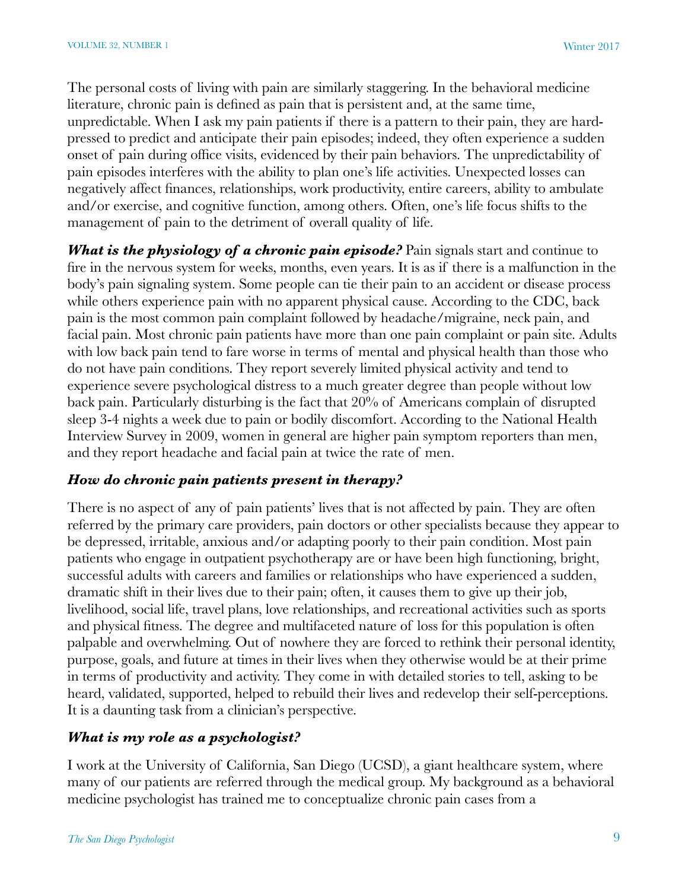The personal costs of living with pain are similarly staggering. In the behavioral medicine literature, chronic pain is defined as pain that is persistent and, at the same time, unpredictable. When I ask my pain patients if there is a pattern to their pain, they are hard-pressed to predict and anticipate their pain episodes; indeed, they often experience a sudden onset of pain during office visits, evidenced by their pain behaviors. The unpredictability of pain episodes interferes with the ability to plan one's life activities. Unexpected losses can negatively affect finances, relationships, work productivity, entire careers, ability to ambulate and/or exercise, and cognitive function, among others. Often, one's life focus shifts to the management of pain to the detriment of overall quality of life.

***What is the physiology of a chronic pain episode?*** Pain signals start and continue to fire in the nervous system for weeks, months, even years. It is as if there is a malfunction in the body's pain signaling system. Some people can tie their pain to an accident or disease process while others experience pain with no apparent physical cause. According to the CDC, back pain is the most common pain complaint followed by headache/migraine, neck pain, and facial pain. Most chronic pain patients have more than one pain complaint or pain site. Adults with low back pain tend to fare worse in terms of mental and physical health than those who do not have pain conditions. They report severely limited physical activity and tend to experience severe psychological distress to a much greater degree than people without low back pain. Particularly disturbing is the fact that 20% of Americans complain of disrupted sleep 3-4 nights a week due to pain or bodily discomfort. According to the National Health Interview Survey in 2009, women in general are higher pain symptom reporters than men, and they report headache and facial pain at twice the rate of men.

### ***How do chronic pain patients present in therapy?***

There is no aspect of any of pain patients' lives that is not affected by pain. They are often referred by the primary care providers, pain doctors or other specialists because they appear to be depressed, irritable, anxious and/or adapting poorly to their pain condition. Most pain patients who engage in outpatient psychotherapy are or have been high functioning, bright, successful adults with careers and families or relationships who have experienced a sudden, dramatic shift in their lives due to their pain; often, it causes them to give up their job, livelihood, social life, travel plans, love relationships, and recreational activities such as sports and physical fitness. The degree and multifaceted nature of loss for this population is often palpable and overwhelming. Out of nowhere they are forced to rethink their personal identity, purpose, goals, and future at times in their lives when they otherwise would be at their prime in terms of productivity and activity. They come in with detailed stories to tell, asking to be heard, validated, supported, helped to rebuild their lives and redevelop their self-perceptions. It is a daunting task from a clinician's perspective.

### ***What is my role as a psychologist?***

I work at the University of California, San Diego (UCSD), a giant healthcare system, where many of our patients are referred through the medical group. My background as a behavioral medicine psychologist has trained me to conceptualize chronic pain cases from a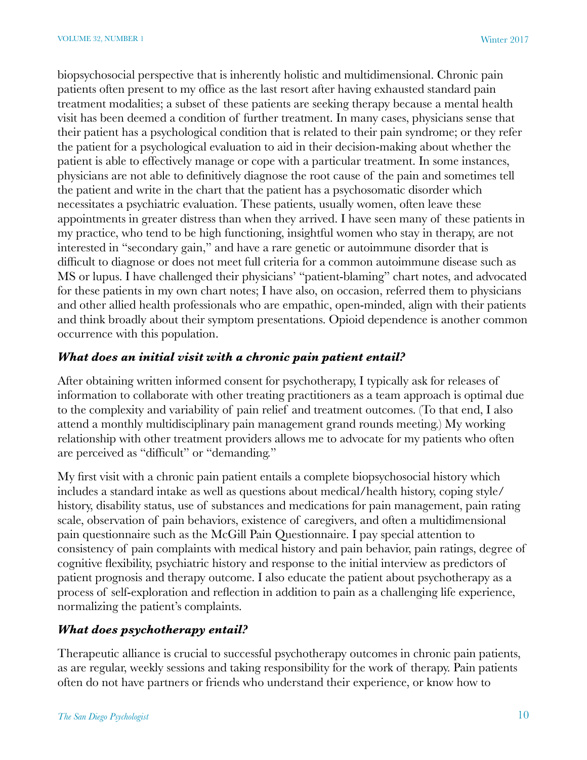biopsychosocial perspective that is inherently holistic and multidimensional. Chronic pain patients often present to my office as the last resort after having exhausted standard pain treatment modalities; a subset of these patients are seeking therapy because a mental health visit has been deemed a condition of further treatment. In many cases, physicians sense that their patient has a psychological condition that is related to their pain syndrome; or they refer the patient for a psychological evaluation to aid in their decision-making about whether the patient is able to effectively manage or cope with a particular treatment. In some instances, physicians are not able to definitively diagnose the root cause of the pain and sometimes tell the patient and write in the chart that the patient has a psychosomatic disorder which necessitates a psychiatric evaluation. These patients, usually women, often leave these appointments in greater distress than when they arrived. I have seen many of these patients in my practice, who tend to be high functioning, insightful women who stay in therapy, are not interested in "secondary gain," and have a rare genetic or autoimmune disorder that is difficult to diagnose or does not meet full criteria for a common autoimmune disease such as MS or lupus. I have challenged their physicians' "patient-blaming" chart notes, and advocated for these patients in my own chart notes; I have also, on occasion, referred them to physicians and other allied health professionals who are empathic, open-minded, align with their patients and think broadly about their symptom presentations. Opioid dependence is another common occurrence with this population.

***What does an initial visit with a chronic pain patient entail?***

After obtaining written informed consent for psychotherapy, I typically ask for releases of information to collaborate with other treating practitioners as a team approach is optimal due to the complexity and variability of pain relief and treatment outcomes. (To that end, I also attend a monthly multidisciplinary pain management grand rounds meeting.) My working relationship with other treatment providers allows me to advocate for my patients who often are perceived as "difficult" or "demanding."

My first visit with a chronic pain patient entails a complete biopsychosocial history which includes a standard intake as well as questions about medical/health history, coping style/history, disability status, use of substances and medications for pain management, pain rating scale, observation of pain behaviors, existence of caregivers, and often a multidimensional pain questionnaire such as the McGill Pain Questionnaire. I pay special attention to consistency of pain complaints with medical history and pain behavior, pain ratings, degree of cognitive flexibility, psychiatric history and response to the initial interview as predictors of patient prognosis and therapy outcome. I also educate the patient about psychotherapy as a process of self-exploration and reflection in addition to pain as a challenging life experience, normalizing the patient's complaints.

***What does psychotherapy entail?***

Therapeutic alliance is crucial to successful psychotherapy outcomes in chronic pain patients, as are regular, weekly sessions and taking responsibility for the work of therapy. Pain patients often do not have partners or friends who understand their experience, or know how to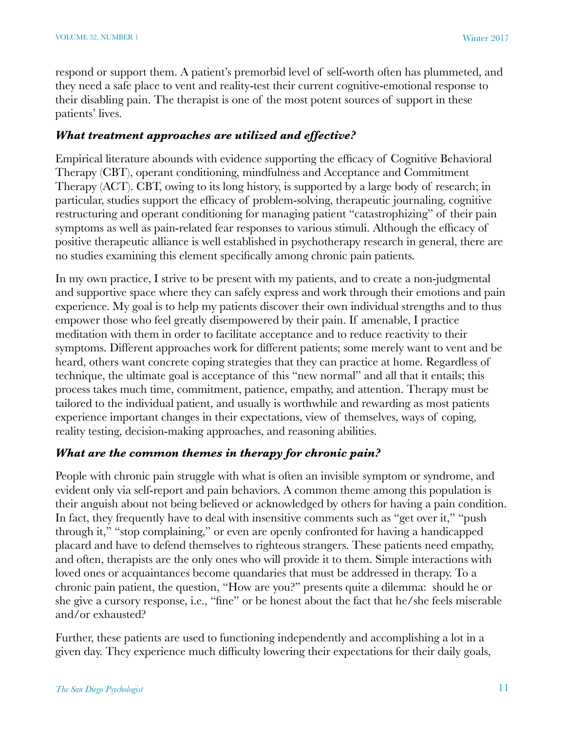respond or support them. A patient's premorbid level of self-worth often has plummeted, and they need a safe place to vent and reality-test their current cognitive-emotional response to their disabling pain. The therapist is one of the most potent sources of support in these patients' lives.

### *What treatment approaches are utilized and effective?*

Empirical literature abounds with evidence supporting the efficacy of Cognitive Behavioral Therapy (CBT), operant conditioning, mindfulness and Acceptance and Commitment Therapy (ACT). CBT, owing to its long history, is supported by a large body of research; in particular, studies support the efficacy of problem-solving, therapeutic journaling, cognitive restructuring and operant conditioning for managing patient "catastrophizing" of their pain symptoms as well as pain-related fear responses to various stimuli. Although the efficacy of positive therapeutic alliance is well established in psychotherapy research in general, there are no studies examining this element specifically among chronic pain patients.

In my own practice, I strive to be present with my patients, and to create a non-judgmental and supportive space where they can safely express and work through their emotions and pain experience. My goal is to help my patients discover their own individual strengths and to thus empower those who feel greatly disempowered by their pain. If amenable, I practice meditation with them in order to facilitate acceptance and to reduce reactivity to their symptoms. Different approaches work for different patients; some merely want to vent and be heard, others want concrete coping strategies that they can practice at home. Regardless of technique, the ultimate goal is acceptance of this "new normal" and all that it entails; this process takes much time, commitment, patience, empathy, and attention. Therapy must be tailored to the individual patient, and usually is worthwhile and rewarding as most patients experience important changes in their expectations, view of themselves, ways of coping, reality testing, decision-making approaches, and reasoning abilities.

### *What are the common themes in therapy for chronic pain?*

People with chronic pain struggle with what is often an invisible symptom or syndrome, and evident only via self-report and pain behaviors. A common theme among this population is their anguish about not being believed or acknowledged by others for having a pain condition. In fact, they frequently have to deal with insensitive comments such as "get over it," "push through it," "stop complaining," or even are openly confronted for having a handicapped placard and have to defend themselves to righteous strangers. These patients need empathy, and often, therapists are the only ones who will provide it to them. Simple interactions with loved ones or acquaintances become quandaries that must be addressed in therapy. To a chronic pain patient, the question, "How are you?" presents quite a dilemma: should he or she give a cursory response, i.e., "fine" or be honest about the fact that he/she feels miserable and/or exhausted?

Further, these patients are used to functioning independently and accomplishing a lot in a given day. They experience much difficulty lowering their expectations for their daily goals,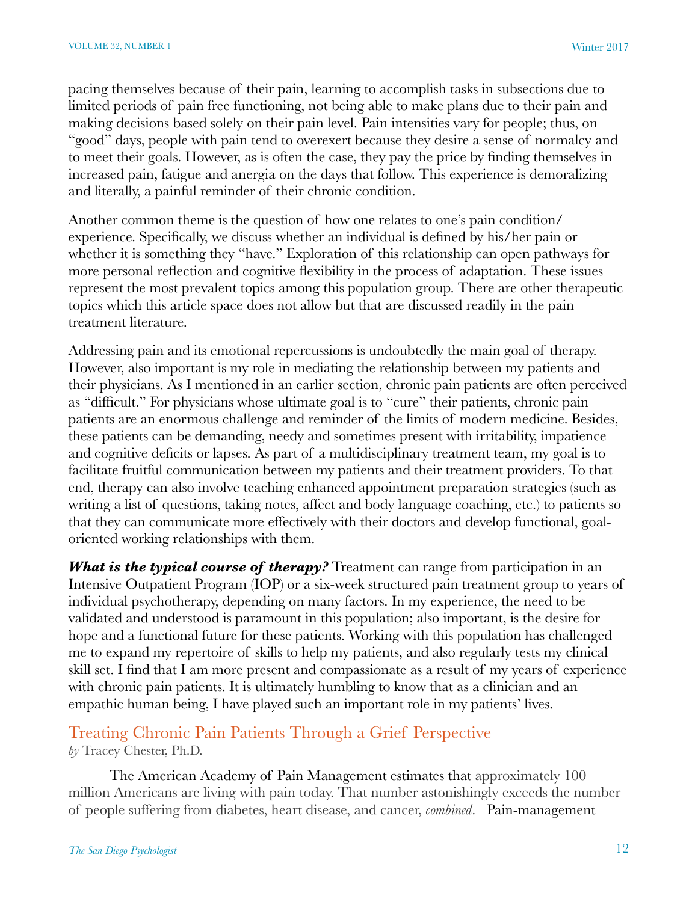pacing themselves because of their pain, learning to accomplish tasks in subsections due to limited periods of pain free functioning, not being able to make plans due to their pain and making decisions based solely on their pain level. Pain intensities vary for people; thus, on "good" days, people with pain tend to overexert because they desire a sense of normalcy and to meet their goals. However, as is often the case, they pay the price by finding themselves in increased pain, fatigue and anergia on the days that follow. This experience is demoralizing and literally, a painful reminder of their chronic condition.

Another common theme is the question of how one relates to one's pain condition/experience. Specifically, we discuss whether an individual is defined by his/her pain or whether it is something they "have." Exploration of this relationship can open pathways for more personal reflection and cognitive flexibility in the process of adaptation. These issues represent the most prevalent topics among this population group. There are other therapeutic topics which this article space does not allow but that are discussed readily in the pain treatment literature.

Addressing pain and its emotional repercussions is undoubtedly the main goal of therapy. However, also important is my role in mediating the relationship between my patients and their physicians. As I mentioned in an earlier section, chronic pain patients are often perceived as "difficult." For physicians whose ultimate goal is to "cure" their patients, chronic pain patients are an enormous challenge and reminder of the limits of modern medicine. Besides, these patients can be demanding, needy and sometimes present with irritability, impatience and cognitive deficits or lapses. As part of a multidisciplinary treatment team, my goal is to facilitate fruitful communication between my patients and their treatment providers. To that end, therapy can also involve teaching enhanced appointment preparation strategies (such as writing a list of questions, taking notes, affect and body language coaching, etc.) to patients so that they can communicate more effectively with their doctors and develop functional, goal-oriented working relationships with them.

***What is the typical course of therapy?*** Treatment can range from participation in an Intensive Outpatient Program (IOP) or a six-week structured pain treatment group to years of individual psychotherapy, depending on many factors. In my experience, the need to be validated and understood is paramount in this population; also important, is the desire for hope and a functional future for these patients. Working with this population has challenged me to expand my repertoire of skills to help my patients, and also regularly tests my clinical skill set. I find that I am more present and compassionate as a result of my years of experience with chronic pain patients. It is ultimately humbling to know that as a clinician and an empathic human being, I have played such an important role in my patients' lives.

## Treating Chronic Pain Patients Through a Grief Perspective

*by* Tracey Chester, Ph.D.

The American Academy of Pain Management estimates that approximately 100 million Americans are living with pain today. That number astonishingly exceeds the number of people suffering from diabetes, heart disease, and cancer, *combined*. Pain-management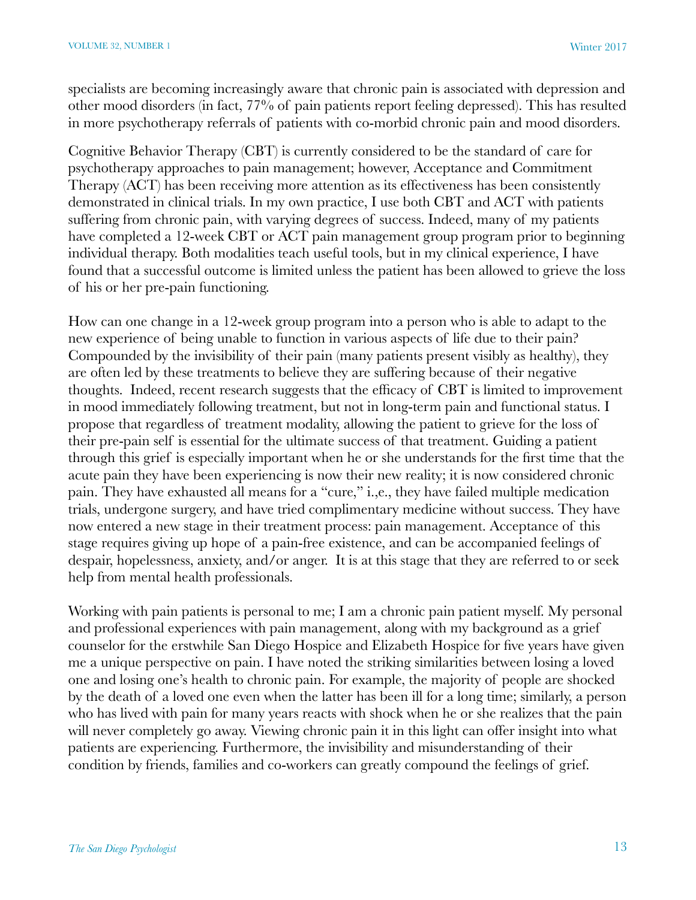specialists are becoming increasingly aware that chronic pain is associated with depression and other mood disorders (in fact, 77% of pain patients report feeling depressed). This has resulted in more psychotherapy referrals of patients with co-morbid chronic pain and mood disorders.

Cognitive Behavior Therapy (CBT) is currently considered to be the standard of care for psychotherapy approaches to pain management; however, Acceptance and Commitment Therapy (ACT) has been receiving more attention as its effectiveness has been consistently demonstrated in clinical trials. In my own practice, I use both CBT and ACT with patients suffering from chronic pain, with varying degrees of success. Indeed, many of my patients have completed a 12-week CBT or ACT pain management group program prior to beginning individual therapy. Both modalities teach useful tools, but in my clinical experience, I have found that a successful outcome is limited unless the patient has been allowed to grieve the loss of his or her pre-pain functioning.

How can one change in a 12-week group program into a person who is able to adapt to the new experience of being unable to function in various aspects of life due to their pain? Compounded by the invisibility of their pain (many patients present visibly as healthy), they are often led by these treatments to believe they are suffering because of their negative thoughts. Indeed, recent research suggests that the efficacy of CBT is limited to improvement in mood immediately following treatment, but not in long-term pain and functional status. I propose that regardless of treatment modality, allowing the patient to grieve for the loss of their pre-pain self is essential for the ultimate success of that treatment. Guiding a patient through this grief is especially important when he or she understands for the first time that the acute pain they have been experiencing is now their new reality; it is now considered chronic pain. They have exhausted all means for a "cure," i.,e., they have failed multiple medication trials, undergone surgery, and have tried complimentary medicine without success. They have now entered a new stage in their treatment process: pain management. Acceptance of this stage requires giving up hope of a pain-free existence, and can be accompanied feelings of despair, hopelessness, anxiety, and/or anger. It is at this stage that they are referred to or seek help from mental health professionals.

Working with pain patients is personal to me; I am a chronic pain patient myself. My personal and professional experiences with pain management, along with my background as a grief counselor for the erstwhile San Diego Hospice and Elizabeth Hospice for five years have given me a unique perspective on pain. I have noted the striking similarities between losing a loved one and losing one's health to chronic pain. For example, the majority of people are shocked by the death of a loved one even when the latter has been ill for a long time; similarly, a person who has lived with pain for many years reacts with shock when he or she realizes that the pain will never completely go away. Viewing chronic pain it in this light can offer insight into what patients are experiencing. Furthermore, the invisibility and misunderstanding of their condition by friends, families and co-workers can greatly compound the feelings of grief.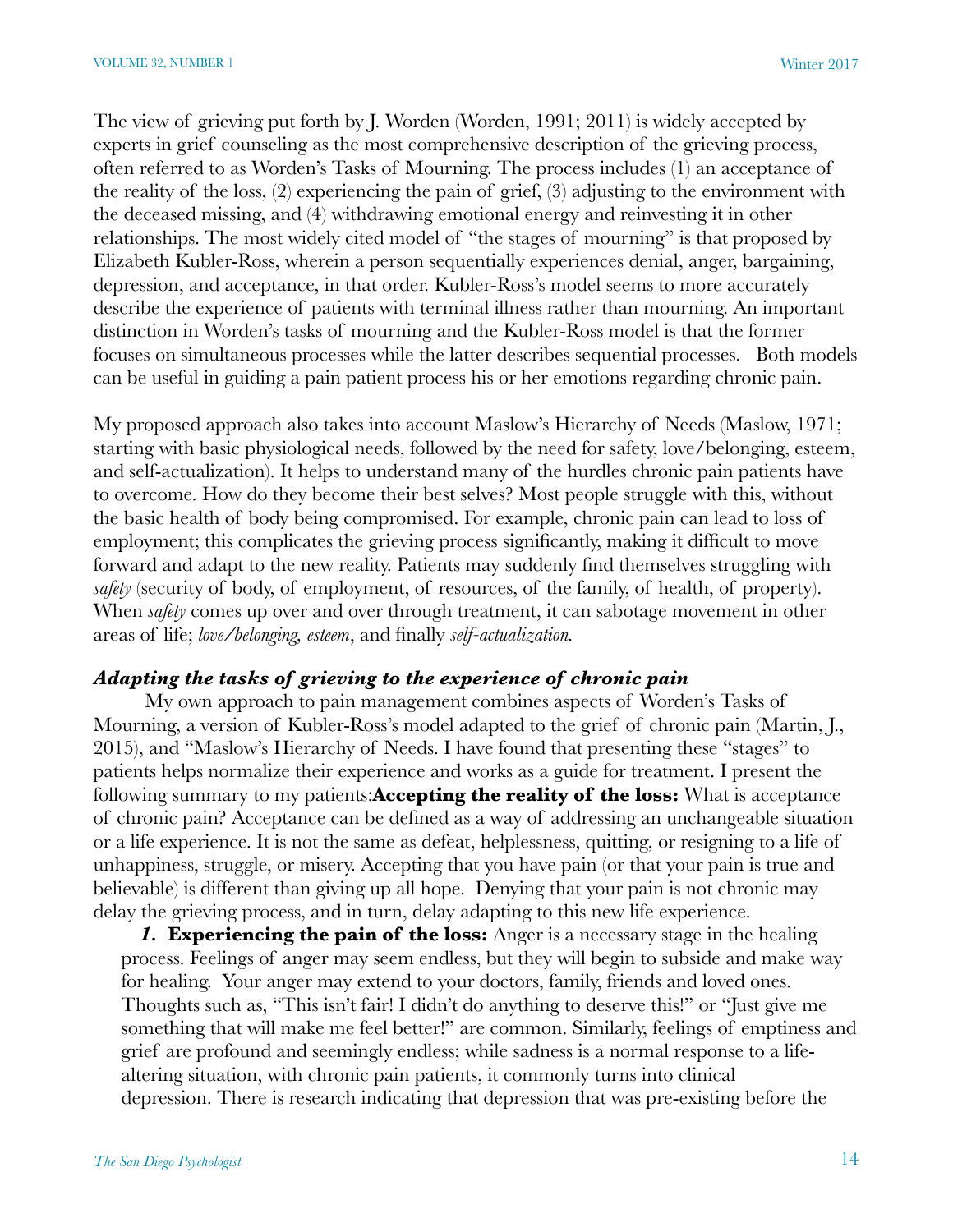The view of grieving put forth by J. Worden (Worden, 1991; 2011) is widely accepted by experts in grief counseling as the most comprehensive description of the grieving process, often referred to as Worden's Tasks of Mourning. The process includes (1) an acceptance of the reality of the loss, (2) experiencing the pain of grief, (3) adjusting to the environment with the deceased missing, and (4) withdrawing emotional energy and reinvesting it in other relationships. The most widely cited model of "the stages of mourning" is that proposed by Elizabeth Kubler-Ross, wherein a person sequentially experiences denial, anger, bargaining, depression, and acceptance, in that order. Kubler-Ross's model seems to more accurately describe the experience of patients with terminal illness rather than mourning. An important distinction in Worden's tasks of mourning and the Kubler-Ross model is that the former focuses on simultaneous processes while the latter describes sequential processes. Both models can be useful in guiding a pain patient process his or her emotions regarding chronic pain.

My proposed approach also takes into account Maslow's Hierarchy of Needs (Maslow, 1971; starting with basic physiological needs, followed by the need for safety, love/belonging, esteem, and self-actualization). It helps to understand many of the hurdles chronic pain patients have to overcome. How do they become their best selves? Most people struggle with this, without the basic health of body being compromised. For example, chronic pain can lead to loss of employment; this complicates the grieving process significantly, making it difficult to move forward and adapt to the new reality. Patients may suddenly find themselves struggling with *safety* (security of body, of employment, of resources, of the family, of health, of property). When *safety* comes up over and over through treatment, it can sabotage movement in other areas of life; *love/belonging, esteem*, and finally *self-actualization.*

### *Adapting the tasks of grieving to the experience of chronic pain*

My own approach to pain management combines aspects of Worden's Tasks of Mourning, a version of Kubler-Ross's model adapted to the grief of chronic pain (Martin, J., 2015), and "Maslow's Hierarchy of Needs. I have found that presenting these "stages" to patients helps normalize their experience and works as a guide for treatment. I present the following summary to my patients:**Accepting the reality of the loss:** What is acceptance of chronic pain? Acceptance can be defined as a way of addressing an unchangeable situation or a life experience. It is not the same as defeat, helplessness, quitting, or resigning to a life of unhappiness, struggle, or misery. Accepting that you have pain (or that your pain is true and believable) is different than giving up all hope. Denying that your pain is not chronic may delay the grieving process, and in turn, delay adapting to this new life experience.

1. **Experiencing the pain of the loss:** Anger is a necessary stage in the healing process. Feelings of anger may seem endless, but they will begin to subside and make way for healing. Your anger may extend to your doctors, family, friends and loved ones. Thoughts such as, "This isn't fair! I didn't do anything to deserve this!" or "Just give me something that will make me feel better!" are common. Similarly, feelings of emptiness and grief are profound and seemingly endless; while sadness is a normal response to a life-altering situation, with chronic pain patients, it commonly turns into clinical depression. There is research indicating that depression that was pre-existing before the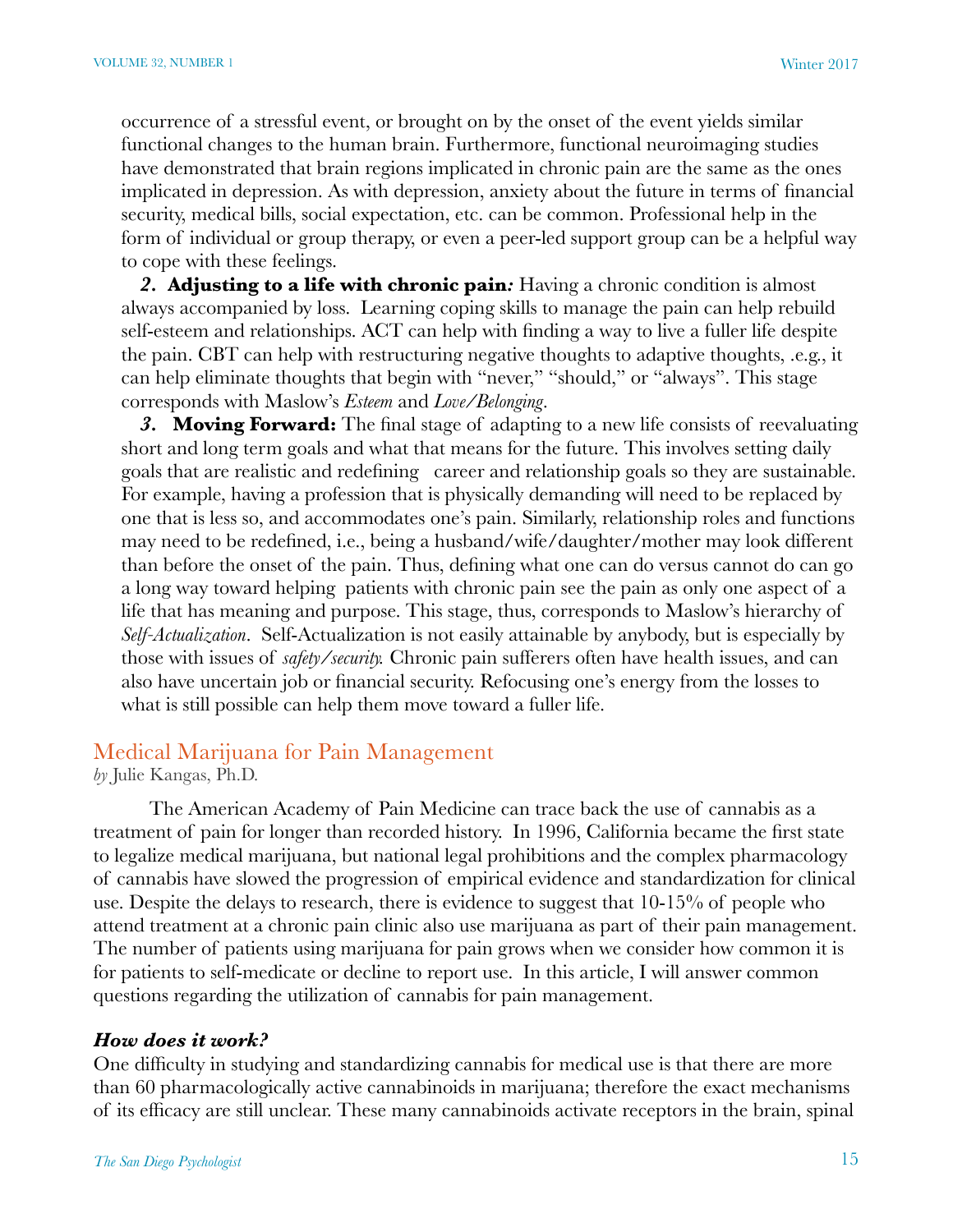occurrence of a stressful event, or brought on by the onset of the event yields similar functional changes to the human brain. Furthermore, functional neuroimaging studies have demonstrated that brain regions implicated in chronic pain are the same as the ones implicated in depression. As with depression, anxiety about the future in terms of financial security, medical bills, social expectation, etc. can be common. Professional help in the form of individual or group therapy, or even a peer-led support group can be a helpful way to cope with these feelings.

***2.* Adjusting to a life with chronic pain*:*** Having a chronic condition is almost always accompanied by loss. Learning coping skills to manage the pain can help rebuild self-esteem and relationships. ACT can help with finding a way to live a fuller life despite the pain. CBT can help with restructuring negative thoughts to adaptive thoughts, .e.g., it can help eliminate thoughts that begin with "never," "should," or "always". This stage corresponds with Maslow's *Esteem* and *Love/Belonging*.

***3.* Moving Forward:** The final stage of adapting to a new life consists of reevaluating short and long term goals and what that means for the future. This involves setting daily goals that are realistic and redefining career and relationship goals so they are sustainable. For example, having a profession that is physically demanding will need to be replaced by one that is less so, and accommodates one's pain. Similarly, relationship roles and functions may need to be redefined, i.e., being a husband/wife/daughter/mother may look different than before the onset of the pain. Thus, defining what one can do versus cannot do can go a long way toward helping patients with chronic pain see the pain as only one aspect of a life that has meaning and purpose. This stage, thus, corresponds to Maslow's hierarchy of *Self-Actualization*. Self-Actualization is not easily attainable by anybody, but is especially by those with issues of *safety/security.* Chronic pain sufferers often have health issues, and can also have uncertain job or financial security. Refocusing one's energy from the losses to what is still possible can help them move toward a fuller life.

## Medical Marijuana for Pain Management

*by* Julie Kangas, Ph.D.

The American Academy of Pain Medicine can trace back the use of cannabis as a treatment of pain for longer than recorded history. In 1996, California became the first state to legalize medical marijuana, but national legal prohibitions and the complex pharmacology of cannabis have slowed the progression of empirical evidence and standardization for clinical use. Despite the delays to research, there is evidence to suggest that 10-15% of people who attend treatment at a chronic pain clinic also use marijuana as part of their pain management. The number of patients using marijuana for pain grows when we consider how common it is for patients to self-medicate or decline to report use. In this article, I will answer common questions regarding the utilization of cannabis for pain management.

### *How does it work?*

One difficulty in studying and standardizing cannabis for medical use is that there are more than 60 pharmacologically active cannabinoids in marijuana; therefore the exact mechanisms of its efficacy are still unclear. These many cannabinoids activate receptors in the brain, spinal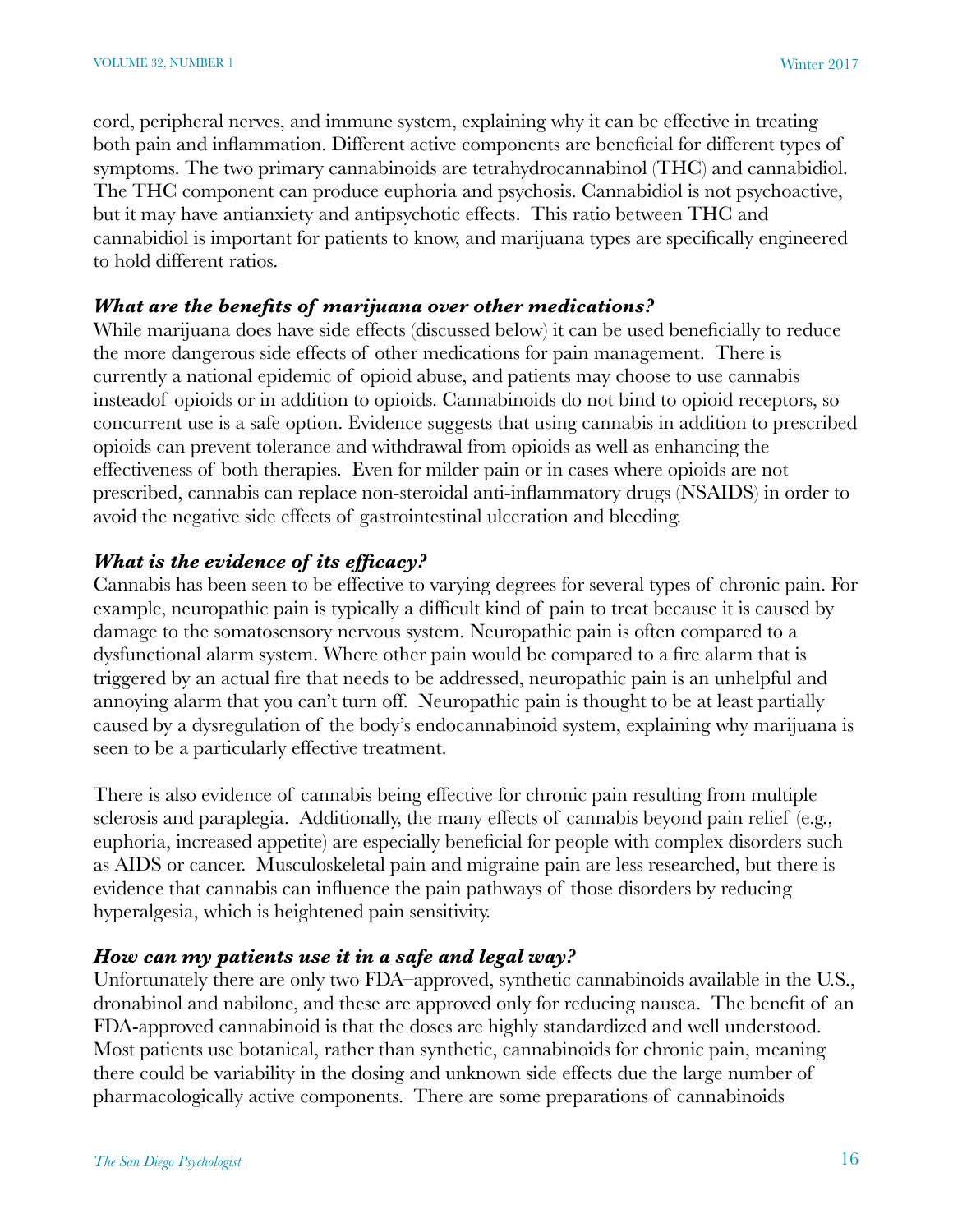cord, peripheral nerves, and immune system, explaining why it can be effective in treating both pain and inflammation. Different active components are beneficial for different types of symptoms. The two primary cannabinoids are tetrahydrocannabinol (THC) and cannabidiol. The THC component can produce euphoria and psychosis. Cannabidiol is not psychoactive, but it may have antianxiety and antipsychotic effects. This ratio between THC and cannabidiol is important for patients to know, and marijuana types are specifically engineered to hold different ratios.

### *What are the benefits of marijuana over other medications?*

While marijuana does have side effects (discussed below) it can be used beneficially to reduce the more dangerous side effects of other medications for pain management. There is currently a national epidemic of opioid abuse, and patients may choose to use cannabis insteadof opioids or in addition to opioids. Cannabinoids do not bind to opioid receptors, so concurrent use is a safe option. Evidence suggests that using cannabis in addition to prescribed opioids can prevent tolerance and withdrawal from opioids as well as enhancing the effectiveness of both therapies. Even for milder pain or in cases where opioids are not prescribed, cannabis can replace non-steroidal anti-inflammatory drugs (NSAIDS) in order to avoid the negative side effects of gastrointestinal ulceration and bleeding.

### *What is the evidence of its efficacy?*

Cannabis has been seen to be effective to varying degrees for several types of chronic pain. For example, neuropathic pain is typically a difficult kind of pain to treat because it is caused by damage to the somatosensory nervous system. Neuropathic pain is often compared to a dysfunctional alarm system. Where other pain would be compared to a fire alarm that is triggered by an actual fire that needs to be addressed, neuropathic pain is an unhelpful and annoying alarm that you can't turn off. Neuropathic pain is thought to be at least partially caused by a dysregulation of the body's endocannabinoid system, explaining why marijuana is seen to be a particularly effective treatment.

There is also evidence of cannabis being effective for chronic pain resulting from multiple sclerosis and paraplegia. Additionally, the many effects of cannabis beyond pain relief (e.g., euphoria, increased appetite) are especially beneficial for people with complex disorders such as AIDS or cancer. Musculoskeletal pain and migraine pain are less researched, but there is evidence that cannabis can influence the pain pathways of those disorders by reducing hyperalgesia, which is heightened pain sensitivity.

### *How can my patients use it in a safe and legal way?*

Unfortunately there are only two FDA–approved, synthetic cannabinoids available in the U.S., dronabinol and nabilone, and these are approved only for reducing nausea. The benefit of an FDA-approved cannabinoid is that the doses are highly standardized and well understood. Most patients use botanical, rather than synthetic, cannabinoids for chronic pain, meaning there could be variability in the dosing and unknown side effects due the large number of pharmacologically active components. There are some preparations of cannabinoids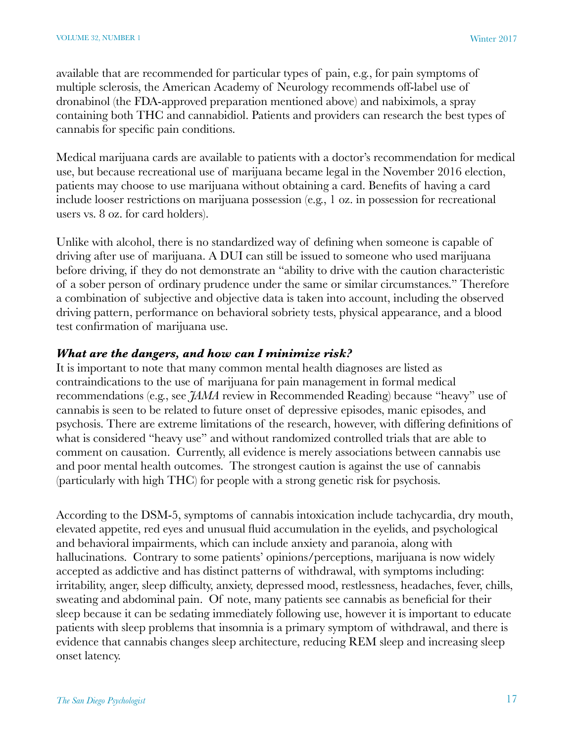available that are recommended for particular types of pain, e.g., for pain symptoms of multiple sclerosis, the American Academy of Neurology recommends off-label use of dronabinol (the FDA-approved preparation mentioned above) and nabiximols, a spray containing both THC and cannabidiol. Patients and providers can research the best types of cannabis for specific pain conditions.

Medical marijuana cards are available to patients with a doctor's recommendation for medical use, but because recreational use of marijuana became legal in the November 2016 election, patients may choose to use marijuana without obtaining a card. Benefits of having a card include looser restrictions on marijuana possession (e.g., 1 oz. in possession for recreational users vs. 8 oz. for card holders).

Unlike with alcohol, there is no standardized way of defining when someone is capable of driving after use of marijuana. A DUI can still be issued to someone who used marijuana before driving, if they do not demonstrate an "ability to drive with the caution characteristic of a sober person of ordinary prudence under the same or similar circumstances." Therefore a combination of subjective and objective data is taken into account, including the observed driving pattern, performance on behavioral sobriety tests, physical appearance, and a blood test confirmation of marijuana use.

### *What are the dangers, and how can I minimize risk?*

It is important to note that many common mental health diagnoses are listed as contraindications to the use of marijuana for pain management in formal medical recommendations (e.g., see *JAMA* review in Recommended Reading) because "heavy" use of cannabis is seen to be related to future onset of depressive episodes, manic episodes, and psychosis. There are extreme limitations of the research, however, with differing definitions of what is considered "heavy use" and without randomized controlled trials that are able to comment on causation. Currently, all evidence is merely associations between cannabis use and poor mental health outcomes. The strongest caution is against the use of cannabis (particularly with high THC) for people with a strong genetic risk for psychosis.

According to the DSM-5, symptoms of cannabis intoxication include tachycardia, dry mouth, elevated appetite, red eyes and unusual fluid accumulation in the eyelids, and psychological and behavioral impairments, which can include anxiety and paranoia, along with hallucinations. Contrary to some patients' opinions/perceptions, marijuana is now widely accepted as addictive and has distinct patterns of withdrawal, with symptoms including: irritability, anger, sleep difficulty, anxiety, depressed mood, restlessness, headaches, fever, chills, sweating and abdominal pain. Of note, many patients see cannabis as beneficial for their sleep because it can be sedating immediately following use, however it is important to educate patients with sleep problems that insomnia is a primary symptom of withdrawal, and there is evidence that cannabis changes sleep architecture, reducing REM sleep and increasing sleep onset latency.